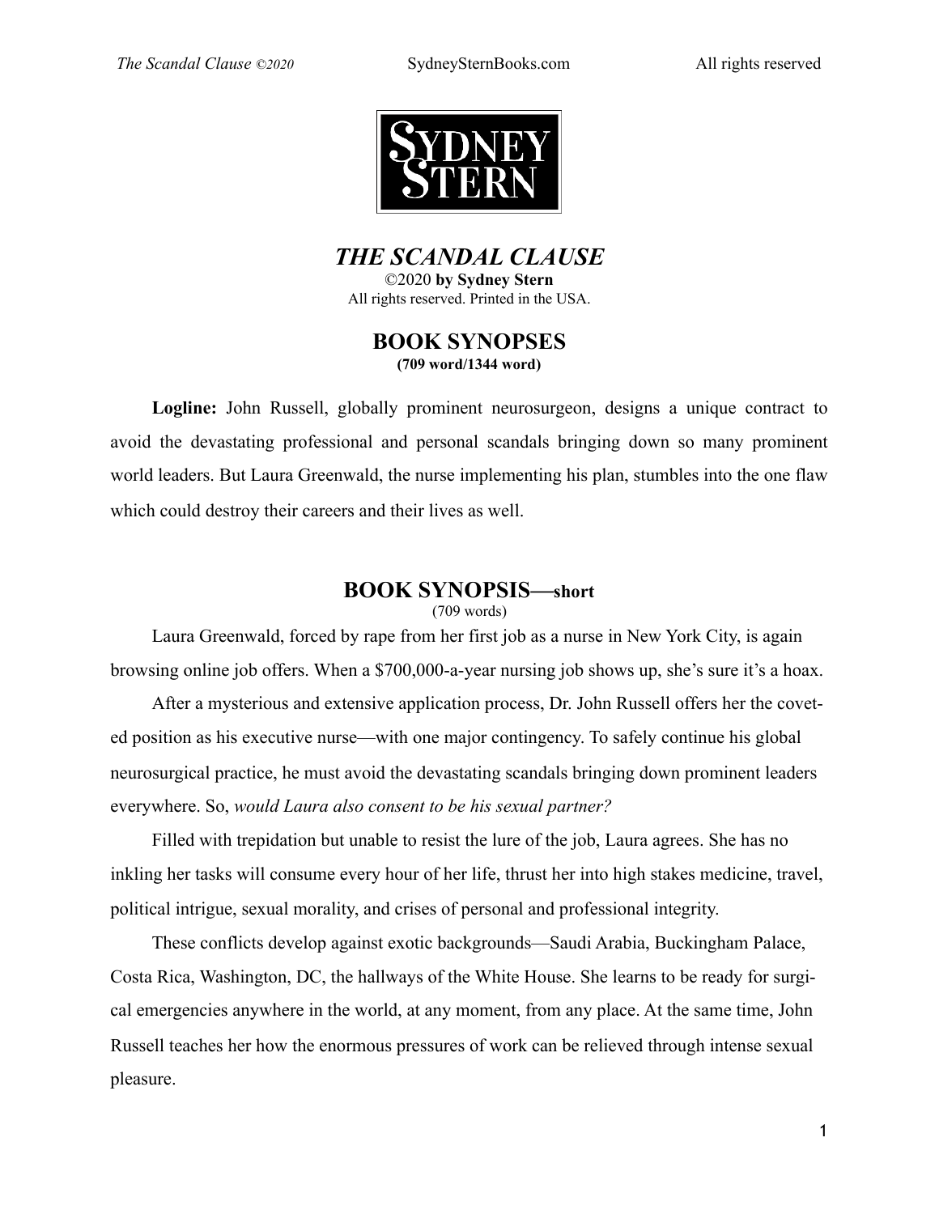SYDNEY STERN

# *THE SCANDAL CLAUSE*

©2020 **by Sydney Stern**
All rights reserved. Printed in the USA.

## BOOK SYNOPSES

**(709 word/1344 word)**

**Logline:** John Russell, globally prominent neurosurgeon, designs a unique contract to avoid the devastating professional and personal scandals bringing down so many prominent world leaders. But Laura Greenwald, the nurse implementing his plan, stumbles into the one flaw which could destroy their careers and their lives as well.

## BOOK SYNOPSIS—short

(709 words)

Laura Greenwald, forced by rape from her first job as a nurse in New York City, is again browsing online job offers. When a $700,000-a-year nursing job shows up, she's sure it's a hoax.

After a mysterious and extensive application process, Dr. John Russell offers her the coveted position as his executive nurse—with one major contingency. To safely continue his global neurosurgical practice, he must avoid the devastating scandals bringing down prominent leaders everywhere. So, *would Laura also consent to be his sexual partner?*

Filled with trepidation but unable to resist the lure of the job, Laura agrees. She has no inkling her tasks will consume every hour of her life, thrust her into high stakes medicine, travel, political intrigue, sexual morality, and crises of personal and professional integrity.

These conflicts develop against exotic backgrounds—Saudi Arabia, Buckingham Palace, Costa Rica, Washington, DC, the hallways of the White House. She learns to be ready for surgical emergencies anywhere in the world, at any moment, from any place. At the same time, John Russell teaches her how the enormous pressures of work can be relieved through intense sexual pleasure.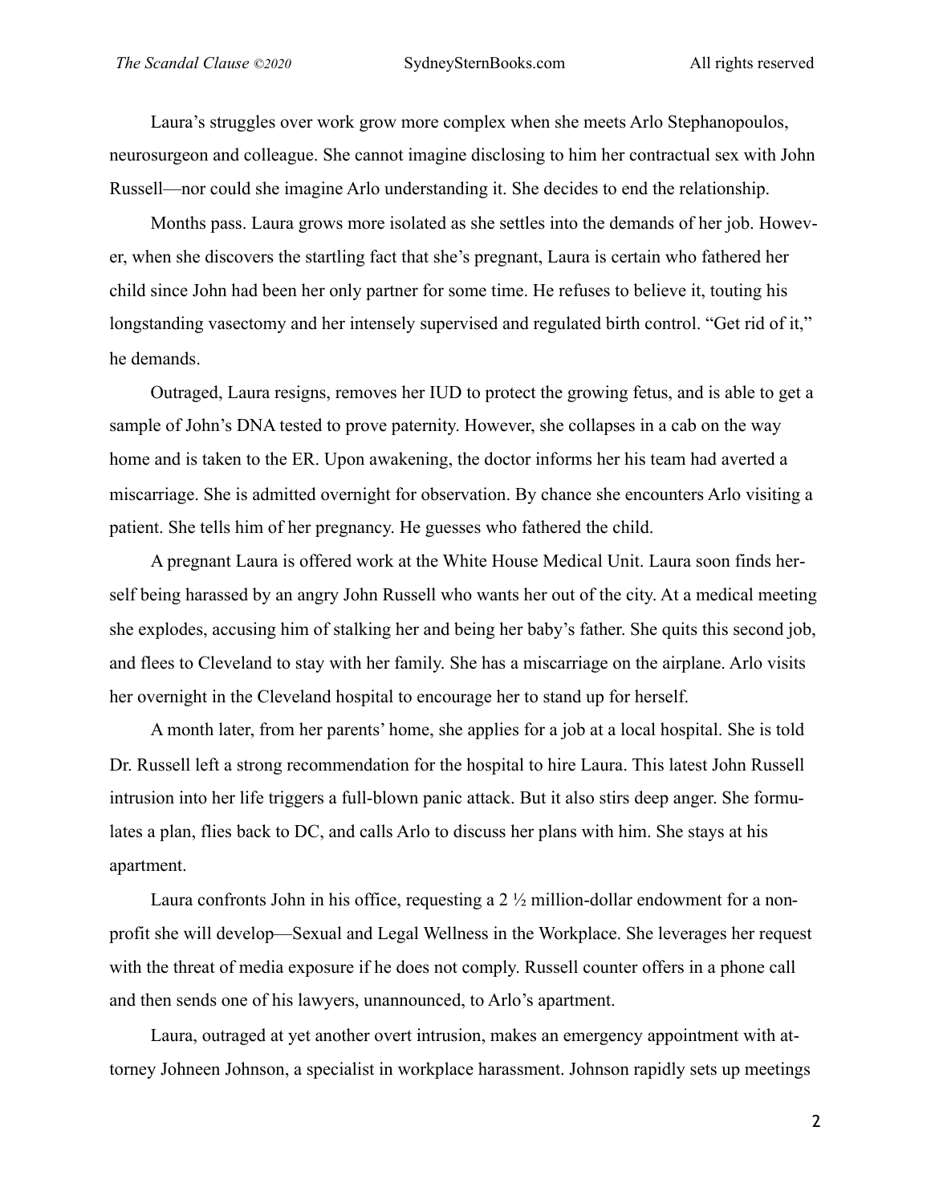Laura's struggles over work grow more complex when she meets Arlo Stephanopoulos, neurosurgeon and colleague. She cannot imagine disclosing to him her contractual sex with John Russell—nor could she imagine Arlo understanding it. She decides to end the relationship.

Months pass. Laura grows more isolated as she settles into the demands of her job. However, when she discovers the startling fact that she's pregnant, Laura is certain who fathered her child since John had been her only partner for some time. He refuses to believe it, touting his longstanding vasectomy and her intensely supervised and regulated birth control. "Get rid of it," he demands.

Outraged, Laura resigns, removes her IUD to protect the growing fetus, and is able to get a sample of John's DNA tested to prove paternity. However, she collapses in a cab on the way home and is taken to the ER. Upon awakening, the doctor informs her his team had averted a miscarriage. She is admitted overnight for observation. By chance she encounters Arlo visiting a patient. She tells him of her pregnancy. He guesses who fathered the child.

A pregnant Laura is offered work at the White House Medical Unit. Laura soon finds herself being harassed by an angry John Russell who wants her out of the city. At a medical meeting she explodes, accusing him of stalking her and being her baby's father. She quits this second job, and flees to Cleveland to stay with her family. She has a miscarriage on the airplane. Arlo visits her overnight in the Cleveland hospital to encourage her to stand up for herself.

A month later, from her parents' home, she applies for a job at a local hospital. She is told Dr. Russell left a strong recommendation for the hospital to hire Laura. This latest John Russell intrusion into her life triggers a full-blown panic attack. But it also stirs deep anger. She formulates a plan, flies back to DC, and calls Arlo to discuss her plans with him. She stays at his apartment.

Laura confronts John in his office, requesting a 2 ½ million-dollar endowment for a non-profit she will develop—Sexual and Legal Wellness in the Workplace. She leverages her request with the threat of media exposure if he does not comply. Russell counter offers in a phone call and then sends one of his lawyers, unannounced, to Arlo's apartment.

Laura, outraged at yet another overt intrusion, makes an emergency appointment with attorney Johneen Johnson, a specialist in workplace harassment. Johnson rapidly sets up meetings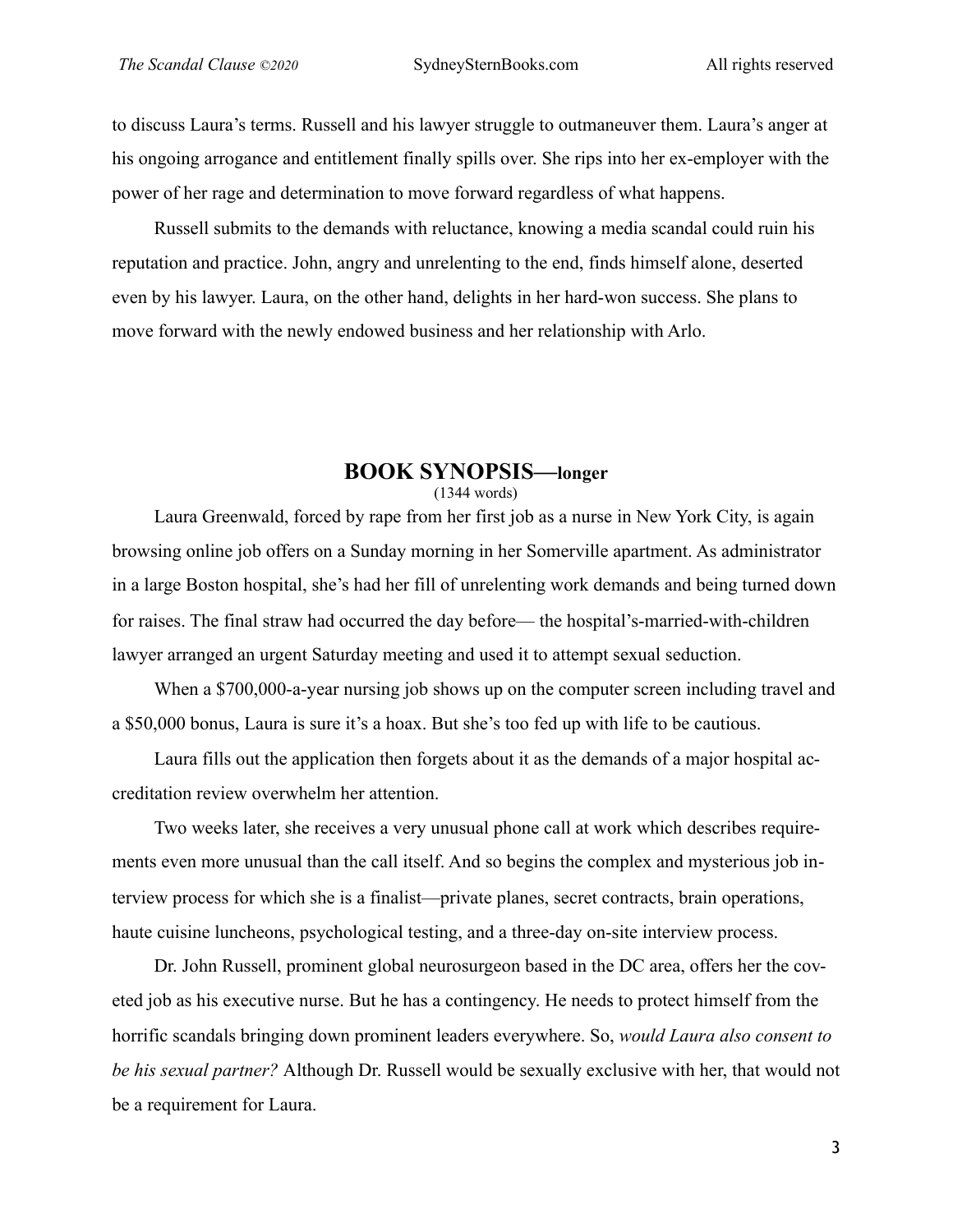to discuss Laura's terms. Russell and his lawyer struggle to outmaneuver them. Laura's anger at his ongoing arrogance and entitlement finally spills over. She rips into her ex-employer with the power of her rage and determination to move forward regardless of what happens.

Russell submits to the demands with reluctance, knowing a media scandal could ruin his reputation and practice. John, angry and unrelenting to the end, finds himself alone, deserted even by his lawyer. Laura, on the other hand, delights in her hard-won success. She plans to move forward with the newly endowed business and her relationship with Arlo.

## BOOK SYNOPSIS—longer

(1344 words)

Laura Greenwald, forced by rape from her first job as a nurse in New York City, is again browsing online job offers on a Sunday morning in her Somerville apartment. As administrator in a large Boston hospital, she's had her fill of unrelenting work demands and being turned down for raises. The final straw had occurred the day before— the hospital's-married-with-children lawyer arranged an urgent Saturday meeting and used it to attempt sexual seduction.

When a $700,000-a-year nursing job shows up on the computer screen including travel and a $50,000 bonus, Laura is sure it's a hoax. But she's too fed up with life to be cautious.

Laura fills out the application then forgets about it as the demands of a major hospital accreditation review overwhelm her attention.

Two weeks later, she receives a very unusual phone call at work which describes requirements even more unusual than the call itself. And so begins the complex and mysterious job interview process for which she is a finalist—private planes, secret contracts, brain operations, haute cuisine luncheons, psychological testing, and a three-day on-site interview process.

Dr. John Russell, prominent global neurosurgeon based in the DC area, offers her the coveted job as his executive nurse. But he has a contingency. He needs to protect himself from the horrific scandals bringing down prominent leaders everywhere. So, *would Laura also consent to be his sexual partner?* Although Dr. Russell would be sexually exclusive with her, that would not be a requirement for Laura.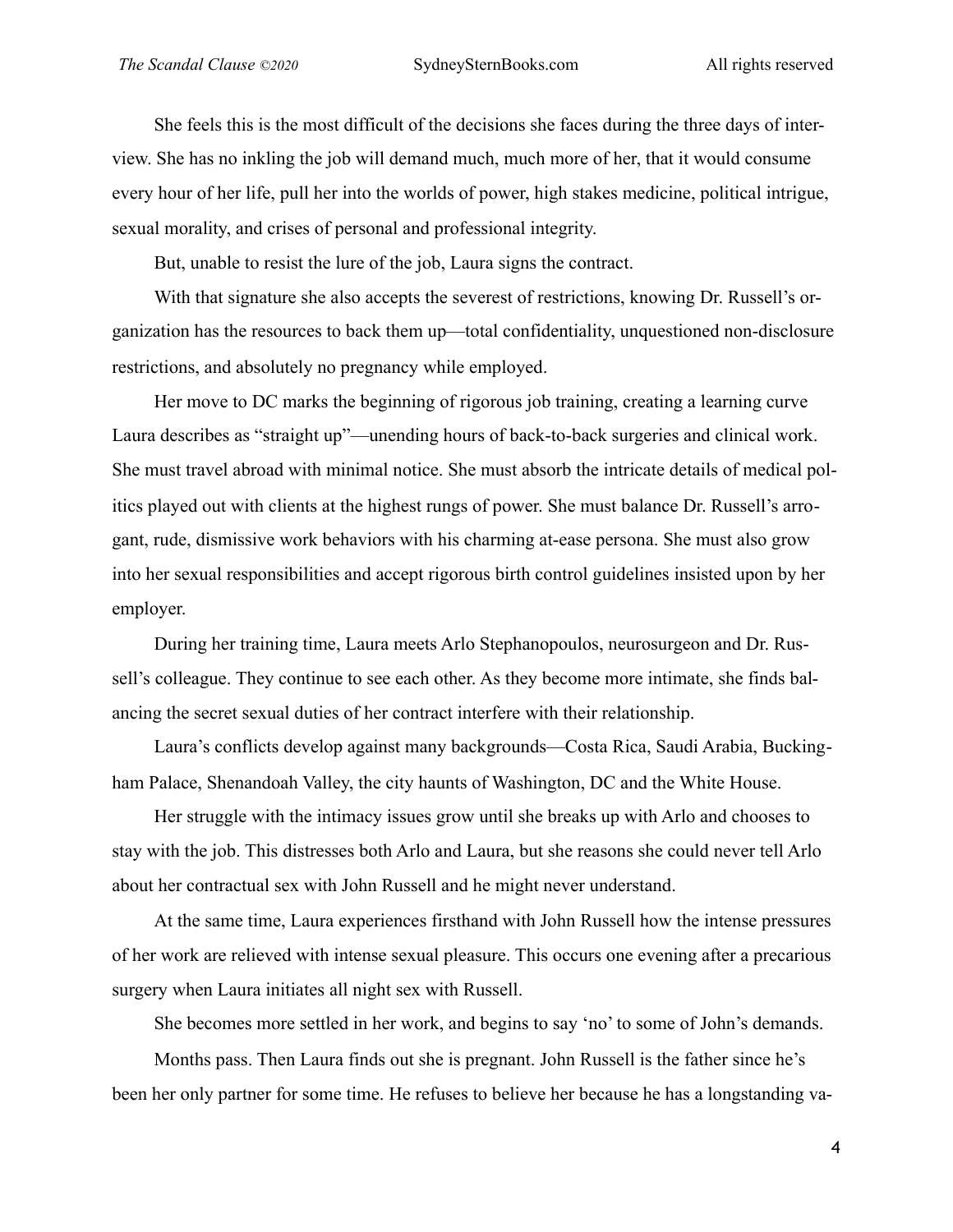She feels this is the most difficult of the decisions she faces during the three days of interview. She has no inkling the job will demand much, much more of her, that it would consume every hour of her life, pull her into the worlds of power, high stakes medicine, political intrigue, sexual morality, and crises of personal and professional integrity.

But, unable to resist the lure of the job, Laura signs the contract.

With that signature she also accepts the severest of restrictions, knowing Dr. Russell's organization has the resources to back them up—total confidentiality, unquestioned non-disclosure restrictions, and absolutely no pregnancy while employed.

Her move to DC marks the beginning of rigorous job training, creating a learning curve Laura describes as "straight up"—unending hours of back-to-back surgeries and clinical work. She must travel abroad with minimal notice. She must absorb the intricate details of medical politics played out with clients at the highest rungs of power. She must balance Dr. Russell's arrogant, rude, dismissive work behaviors with his charming at-ease persona. She must also grow into her sexual responsibilities and accept rigorous birth control guidelines insisted upon by her employer.

During her training time, Laura meets Arlo Stephanopoulos, neurosurgeon and Dr. Russell's colleague. They continue to see each other. As they become more intimate, she finds balancing the secret sexual duties of her contract interfere with their relationship.

Laura's conflicts develop against many backgrounds—Costa Rica, Saudi Arabia, Buckingham Palace, Shenandoah Valley, the city haunts of Washington, DC and the White House.

Her struggle with the intimacy issues grow until she breaks up with Arlo and chooses to stay with the job. This distresses both Arlo and Laura, but she reasons she could never tell Arlo about her contractual sex with John Russell and he might never understand.

At the same time, Laura experiences firsthand with John Russell how the intense pressures of her work are relieved with intense sexual pleasure. This occurs one evening after a precarious surgery when Laura initiates all night sex with Russell.

She becomes more settled in her work, and begins to say 'no' to some of John's demands.

Months pass. Then Laura finds out she is pregnant. John Russell is the father since he's been her only partner for some time. He refuses to believe her because he has a longstanding va-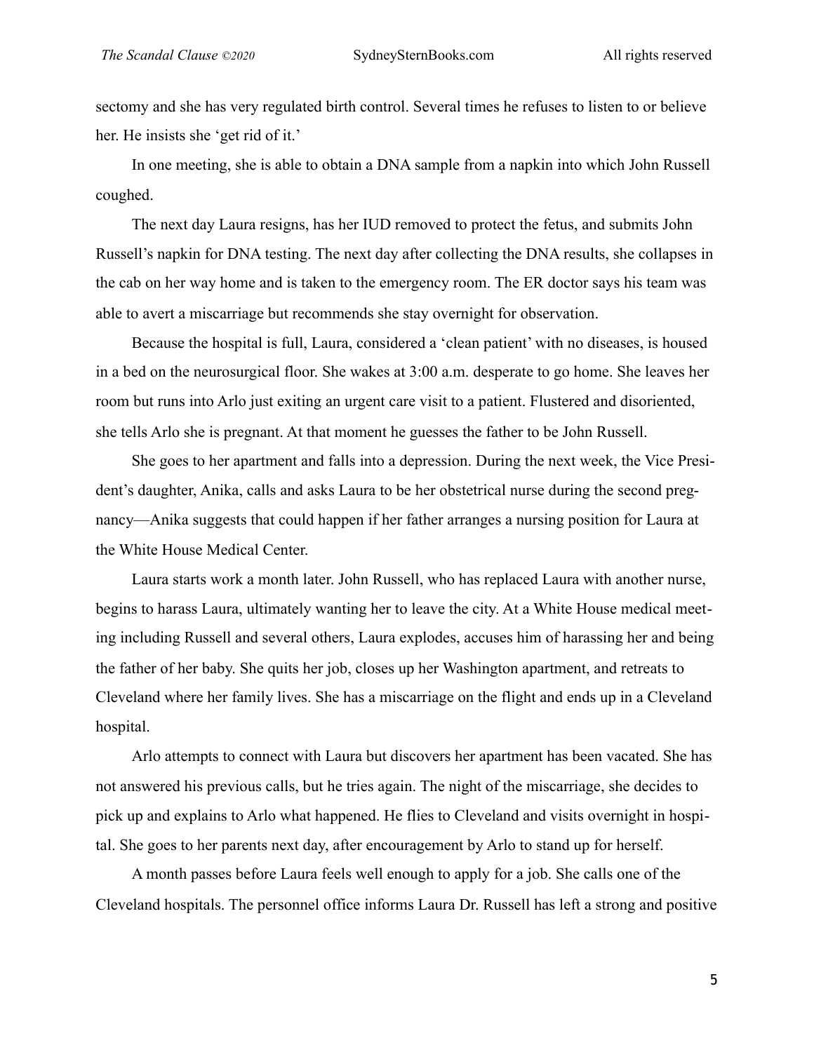sectomy and she has very regulated birth control. Several times he refuses to listen to or believe her. He insists she 'get rid of it.'

In one meeting, she is able to obtain a DNA sample from a napkin into which John Russell coughed.

The next day Laura resigns, has her IUD removed to protect the fetus, and submits John Russell's napkin for DNA testing. The next day after collecting the DNA results, she collapses in the cab on her way home and is taken to the emergency room. The ER doctor says his team was able to avert a miscarriage but recommends she stay overnight for observation.

Because the hospital is full, Laura, considered a 'clean patient' with no diseases, is housed in a bed on the neurosurgical floor. She wakes at 3:00 a.m. desperate to go home. She leaves her room but runs into Arlo just exiting an urgent care visit to a patient. Flustered and disoriented, she tells Arlo she is pregnant. At that moment he guesses the father to be John Russell.

She goes to her apartment and falls into a depression. During the next week, the Vice President's daughter, Anika, calls and asks Laura to be her obstetrical nurse during the second pregnancy—Anika suggests that could happen if her father arranges a nursing position for Laura at the White House Medical Center.

Laura starts work a month later. John Russell, who has replaced Laura with another nurse, begins to harass Laura, ultimately wanting her to leave the city. At a White House medical meeting including Russell and several others, Laura explodes, accuses him of harassing her and being the father of her baby. She quits her job, closes up her Washington apartment, and retreats to Cleveland where her family lives. She has a miscarriage on the flight and ends up in a Cleveland hospital.

Arlo attempts to connect with Laura but discovers her apartment has been vacated. She has not answered his previous calls, but he tries again. The night of the miscarriage, she decides to pick up and explains to Arlo what happened. He flies to Cleveland and visits overnight in hospital. She goes to her parents next day, after encouragement by Arlo to stand up for herself.

A month passes before Laura feels well enough to apply for a job. She calls one of the Cleveland hospitals. The personnel office informs Laura Dr. Russell has left a strong and positive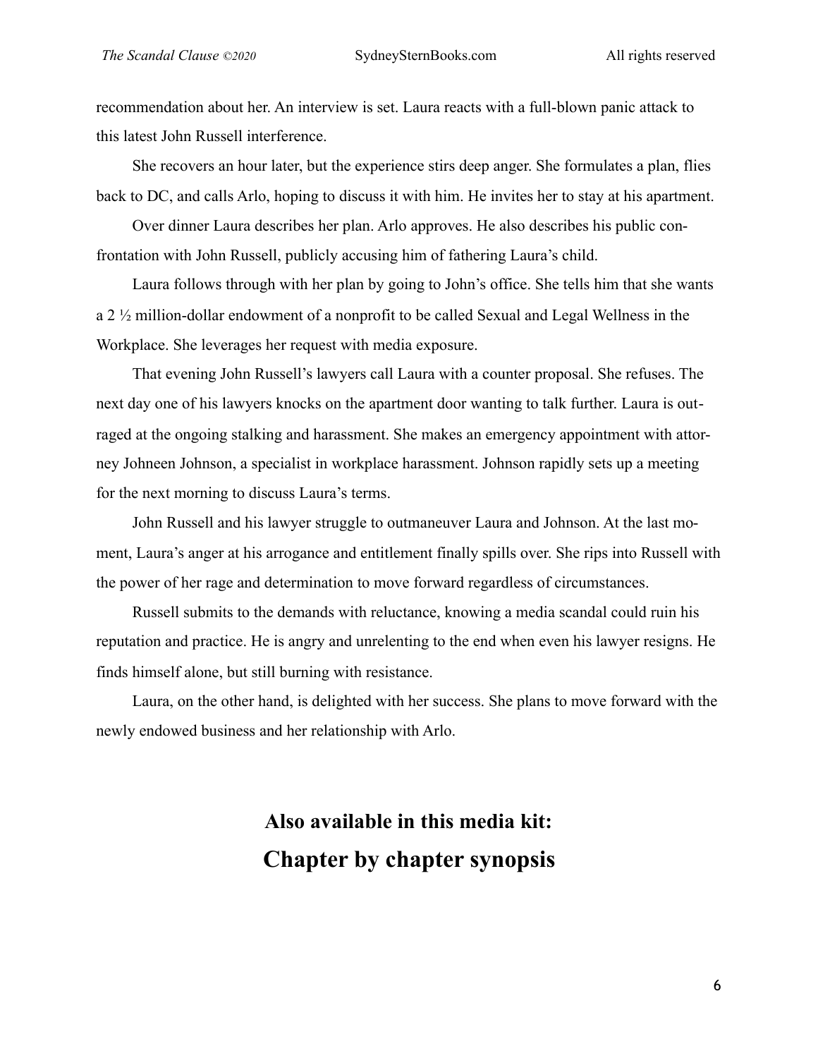recommendation about her. An interview is set. Laura reacts with a full-blown panic attack to this latest John Russell interference.

She recovers an hour later, but the experience stirs deep anger. She formulates a plan, flies back to DC, and calls Arlo, hoping to discuss it with him. He invites her to stay at his apartment.

Over dinner Laura describes her plan. Arlo approves. He also describes his public confrontation with John Russell, publicly accusing him of fathering Laura's child.

Laura follows through with her plan by going to John's office. She tells him that she wants a 2 ½ million-dollar endowment of a nonprofit to be called Sexual and Legal Wellness in the Workplace. She leverages her request with media exposure.

That evening John Russell's lawyers call Laura with a counter proposal. She refuses. The next day one of his lawyers knocks on the apartment door wanting to talk further. Laura is outraged at the ongoing stalking and harassment. She makes an emergency appointment with attorney Johneen Johnson, a specialist in workplace harassment. Johnson rapidly sets up a meeting for the next morning to discuss Laura's terms.

John Russell and his lawyer struggle to outmaneuver Laura and Johnson. At the last moment, Laura's anger at his arrogance and entitlement finally spills over. She rips into Russell with the power of her rage and determination to move forward regardless of circumstances.

Russell submits to the demands with reluctance, knowing a media scandal could ruin his reputation and practice. He is angry and unrelenting to the end when even his lawyer resigns. He finds himself alone, but still burning with resistance.

Laura, on the other hand, is delighted with her success. She plans to move forward with the newly endowed business and her relationship with Arlo.

## Also available in this media kit:

## Chapter by chapter synopsis